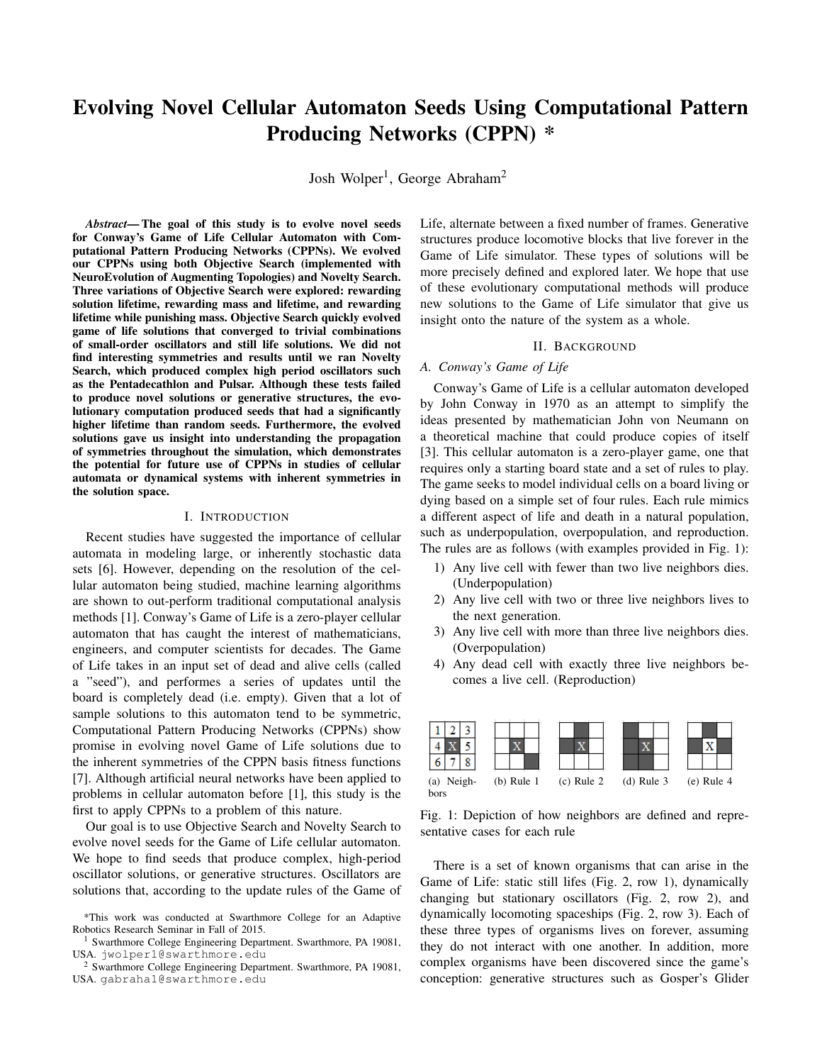# Evolving Novel Cellular Automaton Seeds Using Computational Pattern Producing Networks (CPPN) *

Josh Wolper[1], George Abraham[2]

***Abstract*— The goal of this study is to evolve novel seeds for Conway's Game of Life Cellular Automaton with Computational Pattern Producing Networks (CPPNs). We evolved our CPPNs using both Objective Search (implemented with NeuroEvolution of Augmenting Topologies) and Novelty Search. Three variations of Objective Search were explored: rewarding solution lifetime, rewarding mass and lifetime, and rewarding lifetime while punishing mass. Objective Search quickly evolved game of life solutions that converged to trivial combinations of small-order oscillators and still life solutions. We did not find interesting symmetries and results until we ran Novelty Search, which produced complex high period oscillators such as the Pentadecathlon and Pulsar. Although these tests failed to produce novel solutions or generative structures, the evolutionary computation produced seeds that had a significantly higher lifetime than random seeds. Furthermore, the evolved solutions gave us insight into understanding the propagation of symmetries throughout the simulation, which demonstrates the potential for future use of CPPNs in studies of cellular automata or dynamical systems with inherent symmetries in the solution space.**

## I. Introduction

Recent studies have suggested the importance of cellular automata in modeling large, or inherently stochastic data sets [6]. However, depending on the resolution of the cellular automaton being studied, machine learning algorithms are shown to out-perform traditional computational analysis methods [1]. Conway's Game of Life is a zero-player cellular automaton that has caught the interest of mathematicians, engineers, and computer scientists for decades. The Game of Life takes in an input set of dead and alive cells (called a "seed"), and performes a series of updates until the board is completely dead (i.e. empty). Given that a lot of sample solutions to this automaton tend to be symmetric, Computational Pattern Producing Networks (CPPNs) show promise in evolving novel Game of Life solutions due to the inherent symmetries of the CPPN basis fitness functions [7]. Although artificial neural networks have been applied to problems in cellular automaton before [1], this study is the first to apply CPPNs to a problem of this nature.

Our goal is to use Objective Search and Novelty Search to evolve novel seeds for the Game of Life cellular automaton. We hope to find seeds that produce complex, high-period oscillator solutions, or generative structures. Oscillators are solutions that, according to the update rules of the Game of Life, alternate between a fixed number of frames. Generative structures produce locomotive blocks that live forever in the Game of Life simulator. These types of solutions will be more precisely defined and explored later. We hope that use of these evolutionary computational methods will produce new solutions to the Game of Life simulator that give us insight onto the nature of the system as a whole.

## II. Background

### A. Conway's Game of Life

Conway's Game of Life is a cellular automaton developed by John Conway in 1970 as an attempt to simplify the ideas presented by mathematician John von Neumann on a theoretical machine that could produce copies of itself [3]. This cellular automaton is a zero-player game, one that requires only a starting board state and a set of rules to play. The game seeks to model individual cells on a board living or dying based on a simple set of four rules. Each rule mimics a different aspect of life and death in a natural population, such as underpopulation, overpopulation, and reproduction. The rules are as follows (with examples provided in Fig. 1):

1) Any live cell with fewer than two live neighbors dies. (Underpopulation)
2) Any live cell with two or three live neighbors lives to the next generation.
3) Any live cell with more than three live neighbors dies. (Overpopulation)
4) Any dead cell with exactly three live neighbors becomes a live cell. (Reproduction)

| 1 | 2 | 3 |
|---|---|---|
| 4 | X | 5 |
| 6 | 7 | 8 |

(a) Neighbors (b) Rule 1 (c) Rule 2 (d) Rule 3 (e) Rule 4

Fig. 1: Depiction of how neighbors are defined and representative cases for each rule

There is a set of known organisms that can arise in the Game of Life: static still lifes (Fig. 2, row 1), dynamically changing but stationary oscillators (Fig. 2, row 2), and dynamically locomoting spaceships (Fig. 2, row 3). Each of these three types of organisms lives on forever, assuming they do not interact with one another. In addition, more complex organisms have been discovered since the game's conception: generative structures such as Gosper's Glider

*This work was conducted at Swarthmore College for an Adaptive Robotics Research Seminar in Fall of 2015.

[1] Swarthmore College Engineering Department. Swarthmore, PA 19081, USA. jwolper1@swarthmore.edu

[2] Swarthmore College Engineering Department. Swarthmore, PA 19081, USA. gabraha1@swarthmore.edu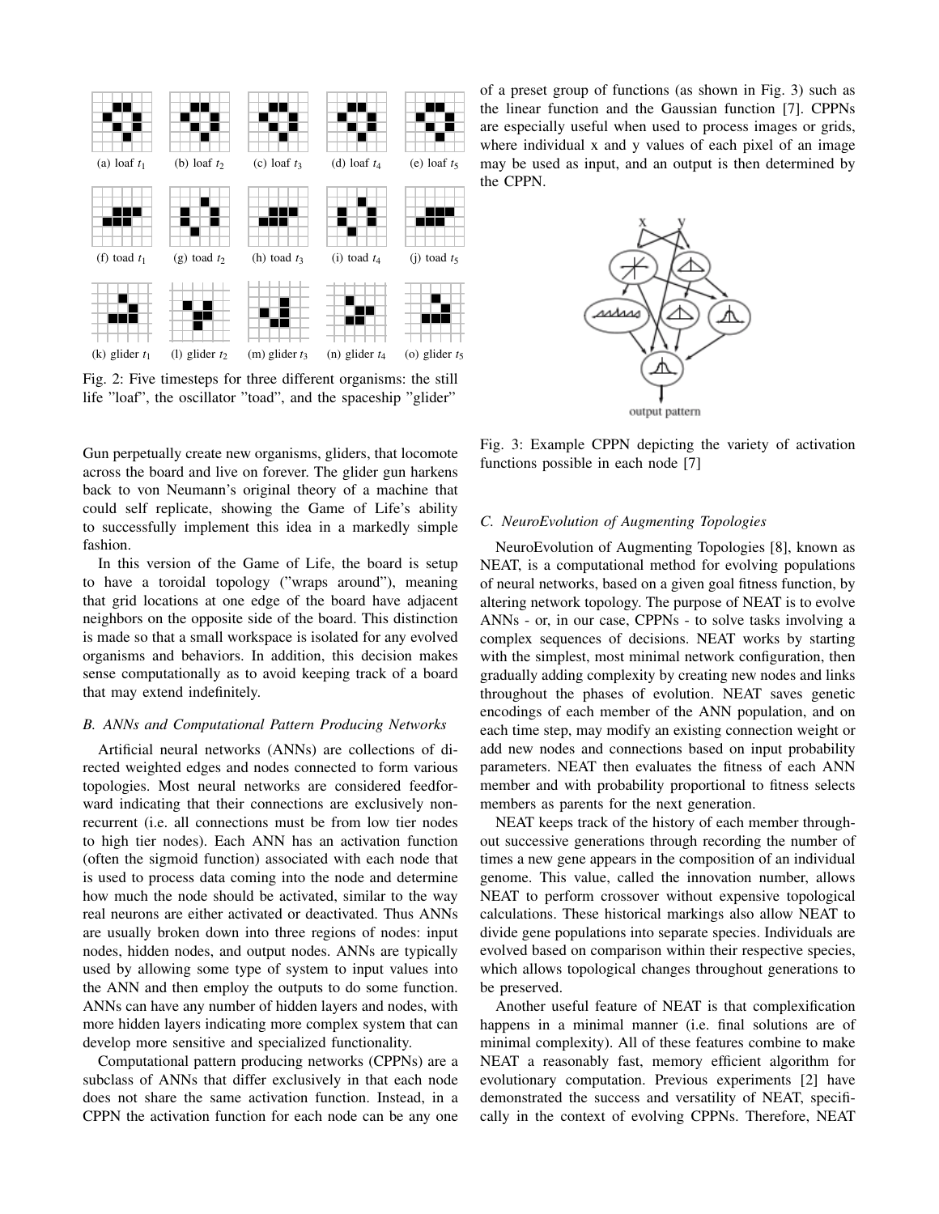(a) loaf $t_1$ (b) loaf $t_2$ (c) loaf $t_3$ (d) loaf $t_4$ (e) loaf $t_5$

(f) toad $t_1$ (g) toad $t_2$ (h) toad $t_3$ (i) toad $t_4$ (j) toad $t_5$

(k) glider $t_1$ (l) glider $t_2$ (m) glider $t_3$ (n) glider $t_4$ (o) glider $t_5$

Fig. 2: Five timesteps for three different organisms: the still life "loaf", the oscillator "toad", and the spaceship "glider"

Gun perpetually create new organisms, gliders, that locomote across the board and live on forever. The glider gun harkens back to von Neumann's original theory of a machine that could self replicate, showing the Game of Life's ability to successfully implement this idea in a markedly simple fashion.

In this version of the Game of Life, the board is setup to have a toroidal topology ("wraps around"), meaning that grid locations at one edge of the board have adjacent neighbors on the opposite side of the board. This distinction is made so that a small workspace is isolated for any evolved organisms and behaviors. In addition, this decision makes sense computationally as to avoid keeping track of a board that may extend indefinitely.

### B. ANNs and Computational Pattern Producing Networks

Artificial neural networks (ANNs) are collections of directed weighted edges and nodes connected to form various topologies. Most neural networks are considered feedforward indicating that their connections are exclusively nonrecurrent (i.e. all connections must be from low tier nodes to high tier nodes). Each ANN has an activation function (often the sigmoid function) associated with each node that is used to process data coming into the node and determine how much the node should be activated, similar to the way real neurons are either activated or deactivated. Thus ANNs are usually broken down into three regions of nodes: input nodes, hidden nodes, and output nodes. ANNs are typically used by allowing some type of system to input values into the ANN and then employ the outputs to do some function. ANNs can have any number of hidden layers and nodes, with more hidden layers indicating more complex system that can develop more sensitive and specialized functionality.

Computational pattern producing networks (CPPNs) are a subclass of ANNs that differ exclusively in that each node does not share the same activation function. Instead, in a CPPN the activation function for each node can be any one of a preset group of functions (as shown in Fig. 3) such as the linear function and the Gaussian function [7]. CPPNs are especially useful when used to process images or grids, where individual x and y values of each pixel of an image may be used as input, and an output is then determined by the CPPN.

x
y
output pattern

Fig. 3: Example CPPN depicting the variety of activation functions possible in each node [7]

### C. NeuroEvolution of Augmenting Topologies

NeuroEvolution of Augmenting Topologies [8], known as NEAT, is a computational method for evolving populations of neural networks, based on a given goal fitness function, by altering network topology. The purpose of NEAT is to evolve ANNs - or, in our case, CPPNs - to solve tasks involving a complex sequences of decisions. NEAT works by starting with the simplest, most minimal network configuration, then gradually adding complexity by creating new nodes and links throughout the phases of evolution. NEAT saves genetic encodings of each member of the ANN population, and on each time step, may modify an existing connection weight or add new nodes and connections based on input probability parameters. NEAT then evaluates the fitness of each ANN member and with probability proportional to fitness selects members as parents for the next generation.

NEAT keeps track of the history of each member throughout successive generations through recording the number of times a new gene appears in the composition of an individual genome. This value, called the innovation number, allows NEAT to perform crossover without expensive topological calculations. These historical markings also allow NEAT to divide gene populations into separate species. Individuals are evolved based on comparison within their respective species, which allows topological changes throughout generations to be preserved.

Another useful feature of NEAT is that complexification happens in a minimal manner (i.e. final solutions are of minimal complexity). All of these features combine to make NEAT a reasonably fast, memory efficient algorithm for evolutionary computation. Previous experiments [2] have demonstrated the success and versatility of NEAT, specifically in the context of evolving CPPNs. Therefore, NEAT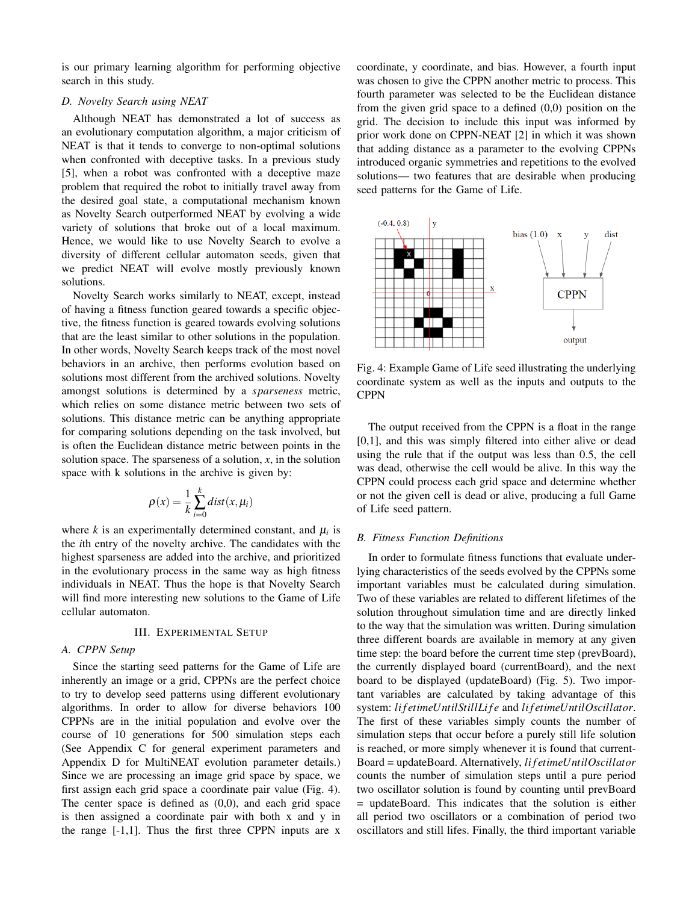is our primary learning algorithm for performing objective search in this study.

### D. Novelty Search using NEAT

Although NEAT has demonstrated a lot of success as an evolutionary computation algorithm, a major criticism of NEAT is that it tends to converge to non-optimal solutions when confronted with deceptive tasks. In a previous study [5], when a robot was confronted with a deceptive maze problem that required the robot to initially travel away from the desired goal state, a computational mechanism known as Novelty Search outperformed NEAT by evolving a wide variety of solutions that broke out of a local maximum. Hence, we would like to use Novelty Search to evolve a diversity of different cellular automaton seeds, given that we predict NEAT will evolve mostly previously known solutions.

Novelty Search works similarly to NEAT, except, instead of having a fitness function geared towards a specific objective, the fitness function is geared towards evolving solutions that are the least similar to other solutions in the population. In other words, Novelty Search keeps track of the most novel behaviors in an archive, then performs evolution based on solutions most different from the archived solutions. Novelty amongst solutions is determined by a *sparseness* metric, which relies on some distance metric between two sets of solutions. This distance metric can be anything appropriate for comparing solutions depending on the task involved, but is often the Euclidean distance metric between points in the solution space. The sparseness of a solution, $x$, in the solution space with k solutions in the archive is given by:

$$\rho(x) = \frac{1}{k}\sum_{i=0}^{k} dist(x, \mu_i)$$

where $k$ is an experimentally determined constant, and $\mu_i$ is the $i$th entry of the novelty archive. The candidates with the highest sparseness are added into the archive, and prioritized in the evolutionary process in the same way as high fitness individuals in NEAT. Thus the hope is that Novelty Search will find more interesting new solutions to the Game of Life cellular automaton.

## III. Experimental Setup

### A. CPPN Setup

Since the starting seed patterns for the Game of Life are inherently an image or a grid, CPPNs are the perfect choice to try to develop seed patterns using different evolutionary algorithms. In order to allow for diverse behaviors 100 CPPNs are in the initial population and evolve over the course of 10 generations for 500 simulation steps each (See Appendix C for general experiment parameters and Appendix D for MultiNEAT evolution parameter details.) Since we are processing an image grid space by space, we first assign each grid space a coordinate pair value (Fig. 4). The center space is defined as (0,0), and each grid space is then assigned a coordinate pair with both x and y in the range [-1,1]. Thus the first three CPPN inputs are x coordinate, y coordinate, and bias. However, a fourth input was chosen to give the CPPN another metric to process. This fourth parameter was selected to be the Euclidean distance from the given grid space to a defined (0,0) position on the grid. The decision to include this input was informed by prior work done on CPPN-NEAT [2] in which it was shown that adding distance as a parameter to the evolving CPPNs introduced organic symmetries and repetitions to the evolved solutions— two features that are desirable when producing seed patterns for the Game of Life.

(-0.4, 0.8)
y
x
0
bias (1.0)
x
y
dist
CPPN
output

Fig. 4: Example Game of Life seed illustrating the underlying coordinate system as well as the inputs and outputs to the CPPN

The output received from the CPPN is a float in the range [0,1], and this was simply filtered into either alive or dead using the rule that if the output was less than 0.5, the cell was dead, otherwise the cell would be alive. In this way the CPPN could process each grid space and determine whether or not the given cell is dead or alive, producing a full Game of Life seed pattern.

### B. Fitness Function Definitions

In order to formulate fitness functions that evaluate underlying characteristics of the seeds evolved by the CPPNs some important variables must be calculated during simulation. Two of these variables are related to different lifetimes of the solution throughout simulation time and are directly linked to the way that the simulation was written. During simulation three different boards are available in memory at any given time step: the board before the current time step (prevBoard), the currently displayed board (currentBoard), and the next board to be displayed (updateBoard) (Fig. 5). Two important variables are calculated by taking advantage of this system: $lifetimeUntilStillLife$ and $lifetimeUntilOscillator$. The first of these variables simply counts the number of simulation steps that occur before a purely still life solution is reached, or more simply whenever it is found that currentBoard = updateBoard. Alternatively, $lifetimeUntilOscillator$ counts the number of simulation steps until a pure period two oscillator solution is found by counting until prevBoard = updateBoard. This indicates that the solution is either all period two oscillators or a combination of period two oscillators and still lifes. Finally, the third important variable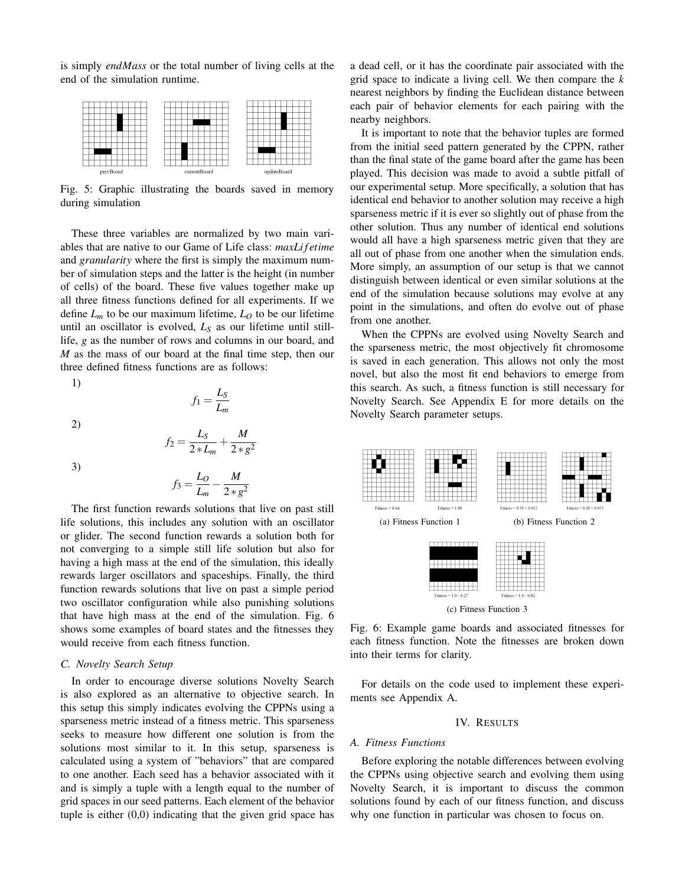is simply *endMass* or the total number of living cells at the end of the simulation runtime.

prevBoard

currentBoard

updateBoard

Fig. 5: Graphic illustrating the boards saved in memory during simulation

These three variables are normalized by two main variables that are native to our Game of Life class: *maxLifetime* and *granularity* where the first is simply the maximum number of simulation steps and the latter is the height (in number of cells) of the board. These five values together make up all three fitness functions defined for all experiments. If we define $L_m$ to be our maximum lifetime, $L_O$ to be our lifetime until an oscillator is evolved, $L_S$ as our lifetime until still-life, $g$ as the number of rows and columns in our board, and $M$ as the mass of our board at the final time step, then our three defined fitness functions are as follows:

1)
$$f_1 = \frac{L_S}{L_m}$$

2)
$$f_2 = \frac{L_S}{2 * L_m} + \frac{M}{2 * g^2}$$

3)
$$f_3 = \frac{L_O}{L_m} - \frac{M}{2 * g^2}$$

The first function rewards solutions that live on past still life solutions, this includes any solution with an oscillator or glider. The second function rewards a solution both for not converging to a simple still life solution but also for having a high mass at the end of the simulation, this ideally rewards larger oscillators and spaceships. Finally, the third function rewards solutions that live on past a simple period two oscillator configuration while also punishing solutions that have high mass at the end of the simulation. Fig. 6 shows some examples of board states and the fitnesses they would receive from each fitness function.

### C. Novelty Search Setup

In order to encourage diverse solutions Novelty Search is also explored as an alternative to objective search. In this setup this simply indicates evolving the CPPNs using a sparseness metric instead of a fitness metric. This sparseness seeks to measure how different one solution is from the solutions most similar to it. In this setup, sparseness is calculated using a system of "behaviors" that are compared to one another. Each seed has a behavior associated with it and is simply a tuple with a length equal to the number of grid spaces in our seed patterns. Each element of the behavior tuple is either (0,0) indicating that the given grid space has a dead cell, or it has the coordinate pair associated with the grid space to indicate a living cell. We then compare the $k$ nearest neighbors by finding the Euclidean distance between each pair of behavior elements for each pairing with the nearby neighbors.

It is important to note that the behavior tuples are formed from the initial seed pattern generated by the CPPN, rather than the final state of the game board after the game has been played. This decision was made to avoid a subtle pitfall of our experimental setup. More specifically, a solution that has identical end behavior to another solution may receive a high sparseness metric if it is ever so slightly out of phase from the other solution. Thus any number of identical end solutions would all have a high sparseness metric given that they are all out of phase from one another when the simulation ends. More simply, an assumption of our setup is that we cannot distinguish between identical or even similar solutions at the end of the simulation because solutions may evolve at any point in the simulations, and often do evolve out of phase from one another.

When the CPPNs are evolved using Novelty Search and the sparseness metric, the most objectively fit chromosome is saved in each generation. This allows not only the most novel, but also the most fit end behaviors to emerge from this search. As such, a fitness function is still necessary for Novelty Search. See Appendix E for more details on the Novelty Search parameter setups.

Fitness = 0.64

Fitness = 1.00

(a) Fitness Function 1

Fitness = 0.50 + 0.012

Fitness = 0.50 + 0.075

(b) Fitness Function 2

Fitness = 1.0 - 0.27

Fitness = 1.0 - 0.02

(c) Fitness Function 3

Fig. 6: Example game boards and associated fitnesses for each fitness function. Note the fitnesses are broken down into their terms for clarity.

For details on the code used to implement these experiments see Appendix A.

## IV. Results

### A. Fitness Functions

Before exploring the notable differences between evolving the CPPNs using objective search and evolving them using Novelty Search, it is important to discuss the common solutions found by each of our fitness function, and discuss why one function in particular was chosen to focus on.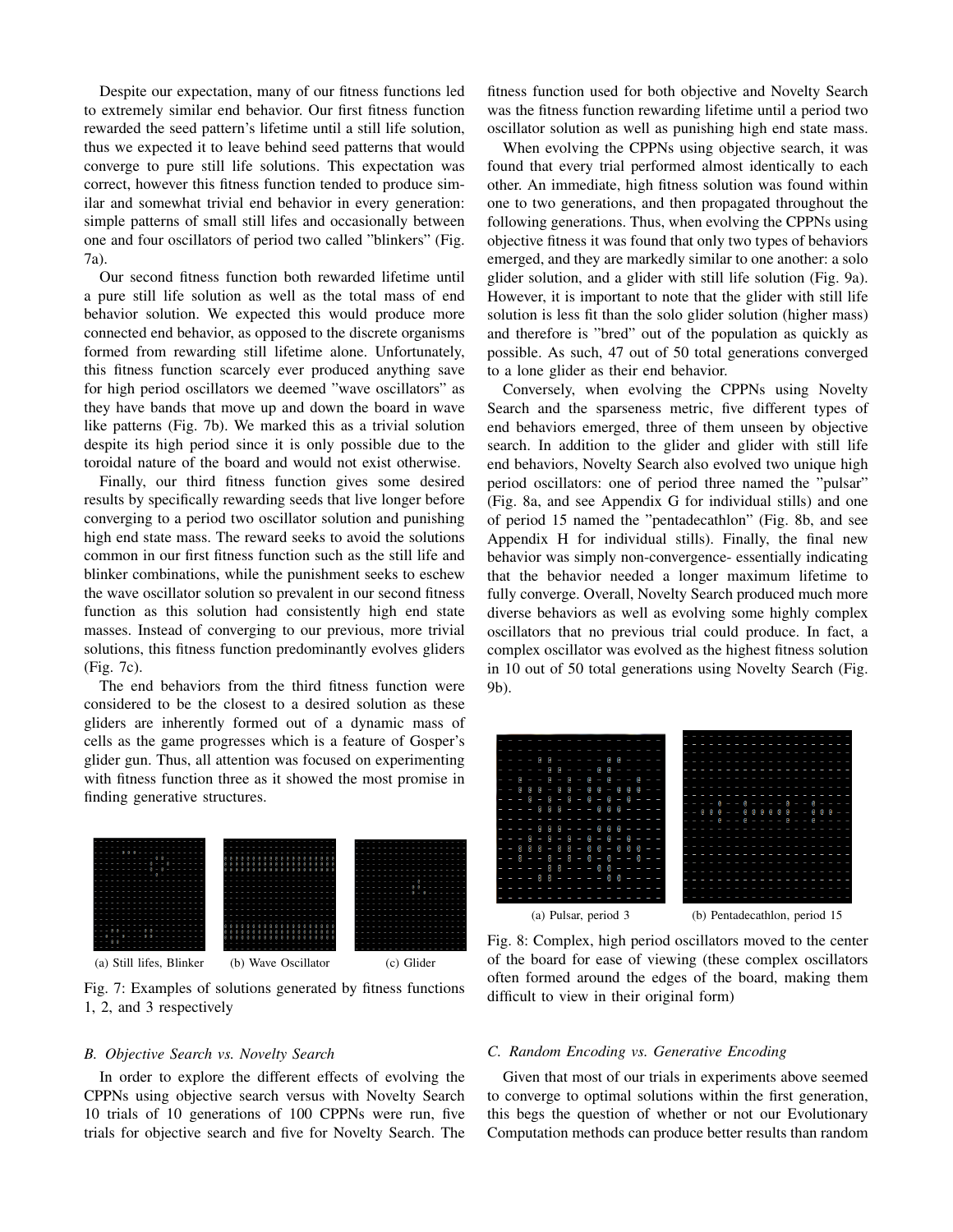Despite our expectation, many of our fitness functions led to extremely similar end behavior. Our first fitness function rewarded the seed pattern's lifetime until a still life solution, thus we expected it to leave behind seed patterns that would converge to pure still life solutions. This expectation was correct, however this fitness function tended to produce similar and somewhat trivial end behavior in every generation: simple patterns of small still lifes and occasionally between one and four oscillators of period two called "blinkers" (Fig. 7a).

Our second fitness function both rewarded lifetime until a pure still life solution as well as the total mass of end behavior solution. We expected this would produce more connected end behavior, as opposed to the discrete organisms formed from rewarding still lifetime alone. Unfortunately, this fitness function scarcely ever produced anything save for high period oscillators we deemed "wave oscillators" as they have bands that move up and down the board in wave like patterns (Fig. 7b). We marked this as a trivial solution despite its high period since it is only possible due to the toroidal nature of the board and would not exist otherwise.

Finally, our third fitness function gives some desired results by specifically rewarding seeds that live longer before converging to a period two oscillator solution and punishing high end state mass. The reward seeks to avoid the solutions common in our first fitness function such as the still life and blinker combinations, while the punishment seeks to eschew the wave oscillator solution so prevalent in our second fitness function as this solution had consistently high end state masses. Instead of converging to our previous, more trivial solutions, this fitness function predominantly evolves gliders (Fig. 7c).

The end behaviors from the third fitness function were considered to be the closest to a desired solution as these gliders are inherently formed out of a dynamic mass of cells as the game progresses which is a feature of Gosper's glider gun. Thus, all attention was focused on experimenting with fitness function three as it showed the most promise in finding generative structures.

(a) Still lifes, Blinker (b) Wave Oscillator (c) Glider

Fig. 7: Examples of solutions generated by fitness functions 1, 2, and 3 respectively

### B. Objective Search vs. Novelty Search

In order to explore the different effects of evolving the CPPNs using objective search versus with Novelty Search 10 trials of 10 generations of 100 CPPNs were run, five trials for objective search and five for Novelty Search. The fitness function used for both objective and Novelty Search was the fitness function rewarding lifetime until a period two oscillator solution as well as punishing high end state mass.

When evolving the CPPNs using objective search, it was found that every trial performed almost identically to each other. An immediate, high fitness solution was found within one to two generations, and then propagated throughout the following generations. Thus, when evolving the CPPNs using objective fitness it was found that only two types of behaviors emerged, and they are markedly similar to one another: a solo glider solution, and a glider with still life solution (Fig. 9a). However, it is important to note that the glider with still life solution is less fit than the solo glider solution (higher mass) and therefore is "bred" out of the population as quickly as possible. As such, 47 out of 50 total generations converged to a lone glider as their end behavior.

Conversely, when evolving the CPPNs using Novelty Search and the sparseness metric, five different types of end behaviors emerged, three of them unseen by objective search. In addition to the glider and glider with still life end behaviors, Novelty Search also evolved two unique high period oscillators: one of period three named the "pulsar" (Fig. 8a, and see Appendix G for individual stills) and one of period 15 named the "pentadecathlon" (Fig. 8b, and see Appendix H for individual stills). Finally, the final new behavior was simply non-convergence- essentially indicating that the behavior needed a longer maximum lifetime to fully converge. Overall, Novelty Search produced much more diverse behaviors as well as evolving some highly complex oscillators that no previous trial could produce. In fact, a complex oscillator was evolved as the highest fitness solution in 10 out of 50 total generations using Novelty Search (Fig. 9b).

(a) Pulsar, period 3 (b) Pentadecathlon, period 15

Fig. 8: Complex, high period oscillators moved to the center of the board for ease of viewing (these complex oscillators often formed around the edges of the board, making them difficult to view in their original form)

### C. Random Encoding vs. Generative Encoding

Given that most of our trials in experiments above seemed to converge to optimal solutions within the first generation, this begs the question of whether or not our Evolutionary Computation methods can produce better results than random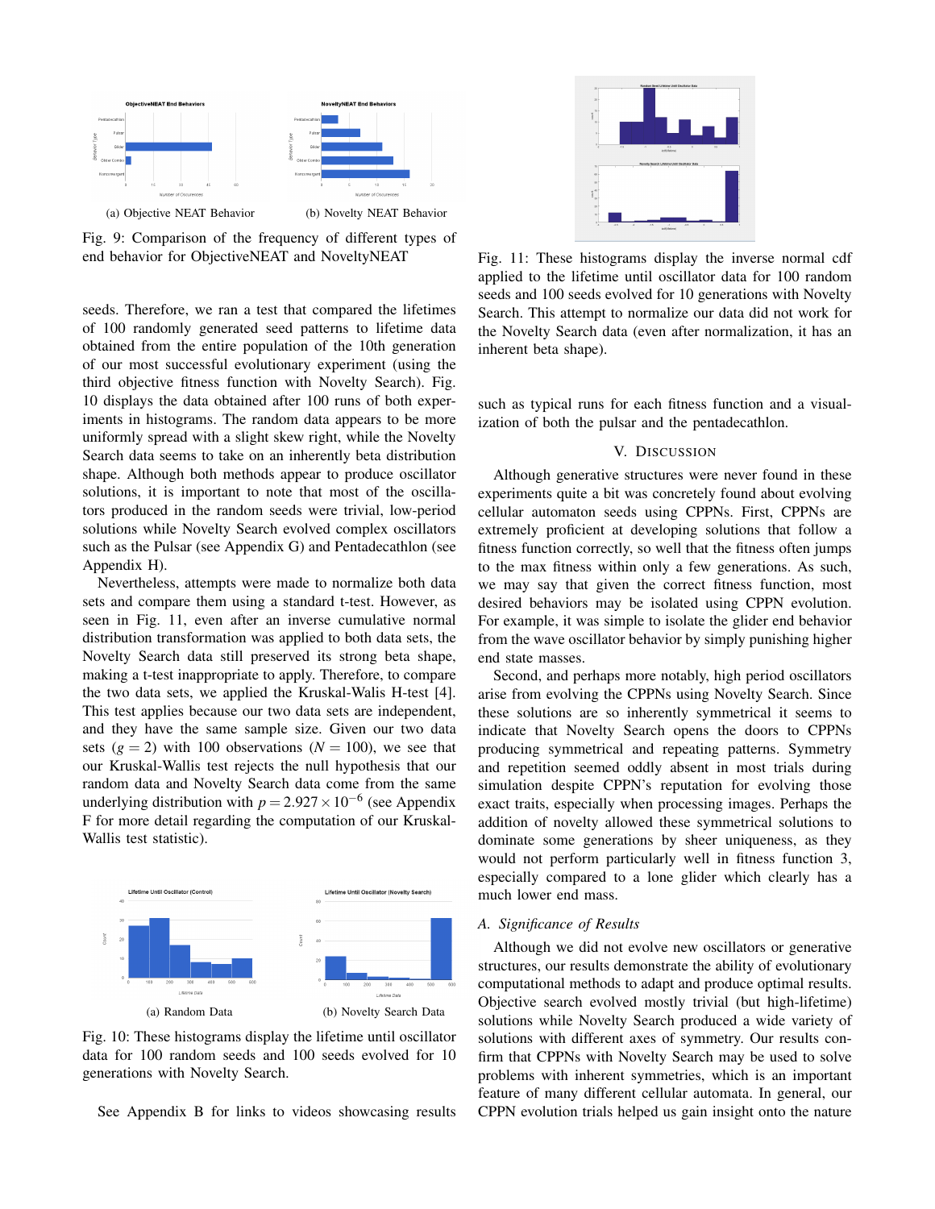ObjectiveNEAT End Behaviors

Pentadecathlon
Pulsar
Glider
Glider Combo
Nonemergent

Behavior Type

0 15 30 45 60

Number of Occurrences

(a) Objective NEAT Behavior

NoveltyNEAT End Behaviors

Pentadecathlon
Pulsar
Glider
Glider Combo
Nonemergent

Behavior Type

0 5 10 15 20

Number of Occurrences

(b) Novelty NEAT Behavior

Fig. 9: Comparison of the frequency of different types of end behavior for ObjectiveNEAT and NoveltyNEAT

seeds. Therefore, we ran a test that compared the lifetimes of 100 randomly generated seed patterns to lifetime data obtained from the entire population of the 10th generation of our most successful evolutionary experiment (using the third objective fitness function with Novelty Search). Fig. 10 displays the data obtained after 100 runs of both experiments in histograms. The random data appears to be more uniformly spread with a slight skew right, while the Novelty Search data seems to take on an inherently beta distribution shape. Although both methods appear to produce oscillator solutions, it is important to note that most of the oscillators produced in the random seeds were trivial, low-period solutions while Novelty Search evolved complex oscillators such as the Pulsar (see Appendix G) and Pentadecathlon (see Appendix H).

Nevertheless, attempts were made to normalize both data sets and compare them using a standard t-test. However, as seen in Fig. 11, even after an inverse cumulative normal distribution transformation was applied to both data sets, the Novelty Search data still preserved its strong beta shape, making a t-test inappropriate to apply. Therefore, to compare the two data sets, we applied the Kruskal-Walis H-test [4]. This test applies because our two data sets are independent, and they have the same sample size. Given our two data sets ($g = 2$) with 100 observations ($N = 100$), we see that our Kruskal-Wallis test rejects the null hypothesis that our random data and Novelty Search data come from the same underlying distribution with $p = 2.927 \times 10^{-6}$ (see Appendix F for more detail regarding the computation of our Kruskal-Wallis test statistic).

Lifetime Until Oscillator (Control)

Count

0 10 20 30 40

0 100 200 300 400 500 600

Lifetime Data

(a) Random Data

Lifetime Until Oscillator (Novelty Search)

Count

0 20 40 60 80

0 100 200 300 400 500 600

Lifetime Data

(b) Novelty Search Data

Fig. 10: These histograms display the lifetime until oscillator data for 100 random seeds and 100 seeds evolved for 10 generations with Novelty Search.

See Appendix B for links to videos showcasing results such as typical runs for each fitness function and a visualization of both the pulsar and the pentadecathlon.

Random Seed Lifetime Until Oscillator Data

Novelty Search Lifetime Until Oscillator Data

Fig. 11: These histograms display the inverse normal cdf applied to the lifetime until oscillator data for 100 random seeds and 100 seeds evolved for 10 generations with Novelty Search. This attempt to normalize our data did not work for the Novelty Search data (even after normalization, it has an inherent beta shape).

## V. Discussion

Although generative structures were never found in these experiments quite a bit was concretely found about evolving cellular automaton seeds using CPPNs. First, CPPNs are extremely proficient at developing solutions that follow a fitness function correctly, so well that the fitness often jumps to the max fitness within only a few generations. As such, we may say that given the correct fitness function, most desired behaviors may be isolated using CPPN evolution. For example, it was simple to isolate the glider end behavior from the wave oscillator behavior by simply punishing higher end state masses.

Second, and perhaps more notably, high period oscillators arise from evolving the CPPNs using Novelty Search. Since these solutions are so inherently symmetrical it seems to indicate that Novelty Search opens the doors to CPPNs producing symmetrical and repeating patterns. Symmetry and repetition seemed oddly absent in most trials during simulation despite CPPN's reputation for evolving those exact traits, especially when processing images. Perhaps the addition of novelty allowed these symmetrical solutions to dominate some generations by sheer uniqueness, as they would not perform particularly well in fitness function 3, especially compared to a lone glider which clearly has a much lower end mass.

### A. Significance of Results

Although we did not evolve new oscillators or generative structures, our results demonstrate the ability of evolutionary computational methods to adapt and produce optimal results. Objective search evolved mostly trivial (but high-lifetime) solutions while Novelty Search produced a wide variety of solutions with different axes of symmetry. Our results confirm that CPPNs with Novelty Search may be used to solve problems with inherent symmetries, which is an important feature of many different cellular automata. In general, our CPPN evolution trials helped us gain insight onto the nature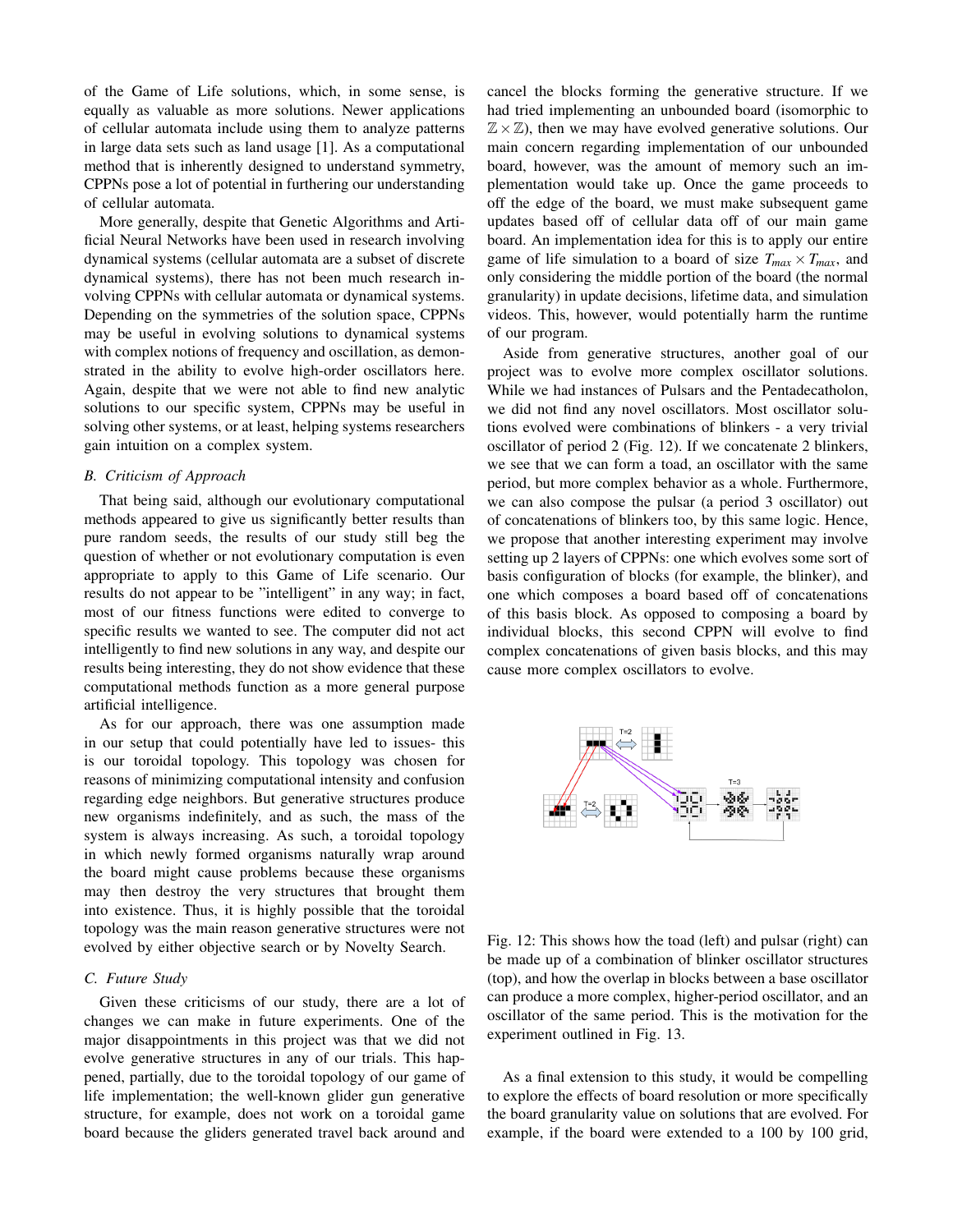of the Game of Life solutions, which, in some sense, is equally as valuable as more solutions. Newer applications of cellular automata include using them to analyze patterns in large data sets such as land usage [1]. As a computational method that is inherently designed to understand symmetry, CPPNs pose a lot of potential in furthering our understanding of cellular automata.

More generally, despite that Genetic Algorithms and Artificial Neural Networks have been used in research involving dynamical systems (cellular automata are a subset of discrete dynamical systems), there has not been much research involving CPPNs with cellular automata or dynamical systems. Depending on the symmetries of the solution space, CPPNs may be useful in evolving solutions to dynamical systems with complex notions of frequency and oscillation, as demonstrated in the ability to evolve high-order oscillators here. Again, despite that we were not able to find new analytic solutions to our specific system, CPPNs may be useful in solving other systems, or at least, helping systems researchers gain intuition on a complex system.

### B. Criticism of Approach

That being said, although our evolutionary computational methods appeared to give us significantly better results than pure random seeds, the results of our study still beg the question of whether or not evolutionary computation is even appropriate to apply to this Game of Life scenario. Our results do not appear to be "intelligent" in any way; in fact, most of our fitness functions were edited to converge to specific results we wanted to see. The computer did not act intelligently to find new solutions in any way, and despite our results being interesting, they do not show evidence that these computational methods function as a more general purpose artificial intelligence.

As for our approach, there was one assumption made in our setup that could potentially have led to issues- this is our toroidal topology. This topology was chosen for reasons of minimizing computational intensity and confusion regarding edge neighbors. But generative structures produce new organisms indefinitely, and as such, the mass of the system is always increasing. As such, a toroidal topology in which newly formed organisms naturally wrap around the board might cause problems because these organisms may then destroy the very structures that brought them into existence. Thus, it is highly possible that the toroidal topology was the main reason generative structures were not evolved by either objective search or by Novelty Search.

### C. Future Study

Given these criticisms of our study, there are a lot of changes we can make in future experiments. One of the major disappointments in this project was that we did not evolve generative structures in any of our trials. This happened, partially, due to the toroidal topology of our game of life implementation; the well-known glider gun generative structure, for example, does not work on a toroidal game board because the gliders generated travel back around and cancel the blocks forming the generative structure. If we had tried implementing an unbounded board (isomorphic to $\mathbb{Z} \times \mathbb{Z}$), then we may have evolved generative solutions. Our main concern regarding implementation of our unbounded board, however, was the amount of memory such an implementation would take up. Once the game proceeds to off the edge of the board, we must make subsequent game updates based off of cellular data off of our main game board. An implementation idea for this is to apply our entire game of life simulation to a board of size $T_{max} \times T_{max}$, and only considering the middle portion of the board (the normal granularity) in update decisions, lifetime data, and simulation videos. This, however, would potentially harm the runtime of our program.

Aside from generative structures, another goal of our project was to evolve more complex oscillator solutions. While we had instances of Pulsars and the Pentadecatholon, we did not find any novel oscillators. Most oscillator solutions evolved were combinations of blinkers - a very trivial oscillator of period 2 (Fig. 12). If we concatenate 2 blinkers, we see that we can form a toad, an oscillator with the same period, but more complex behavior as a whole. Furthermore, we can also compose the pulsar (a period 3 oscillator) out of concatenations of blinkers too, by this same logic. Hence, we propose that another interesting experiment may involve setting up 2 layers of CPPNs: one which evolves some sort of basis configuration of blocks (for example, the blinker), and one which composes a board based off of concatenations of this basis block. As opposed to composing a board by individual blocks, this second CPPN will evolve to find complex concatenations of given basis blocks, and this may cause more complex oscillators to evolve.

T=2

T=2

T=3

Fig. 12: This shows how the toad (left) and pulsar (right) can be made up of a combination of blinker oscillator structures (top), and how the overlap in blocks between a base oscillator can produce a more complex, higher-period oscillator, and an oscillator of the same period. This is the motivation for the experiment outlined in Fig. 13.

As a final extension to this study, it would be compelling to explore the effects of board resolution or more specifically the board granularity value on solutions that are evolved. For example, if the board were extended to a 100 by 100 grid,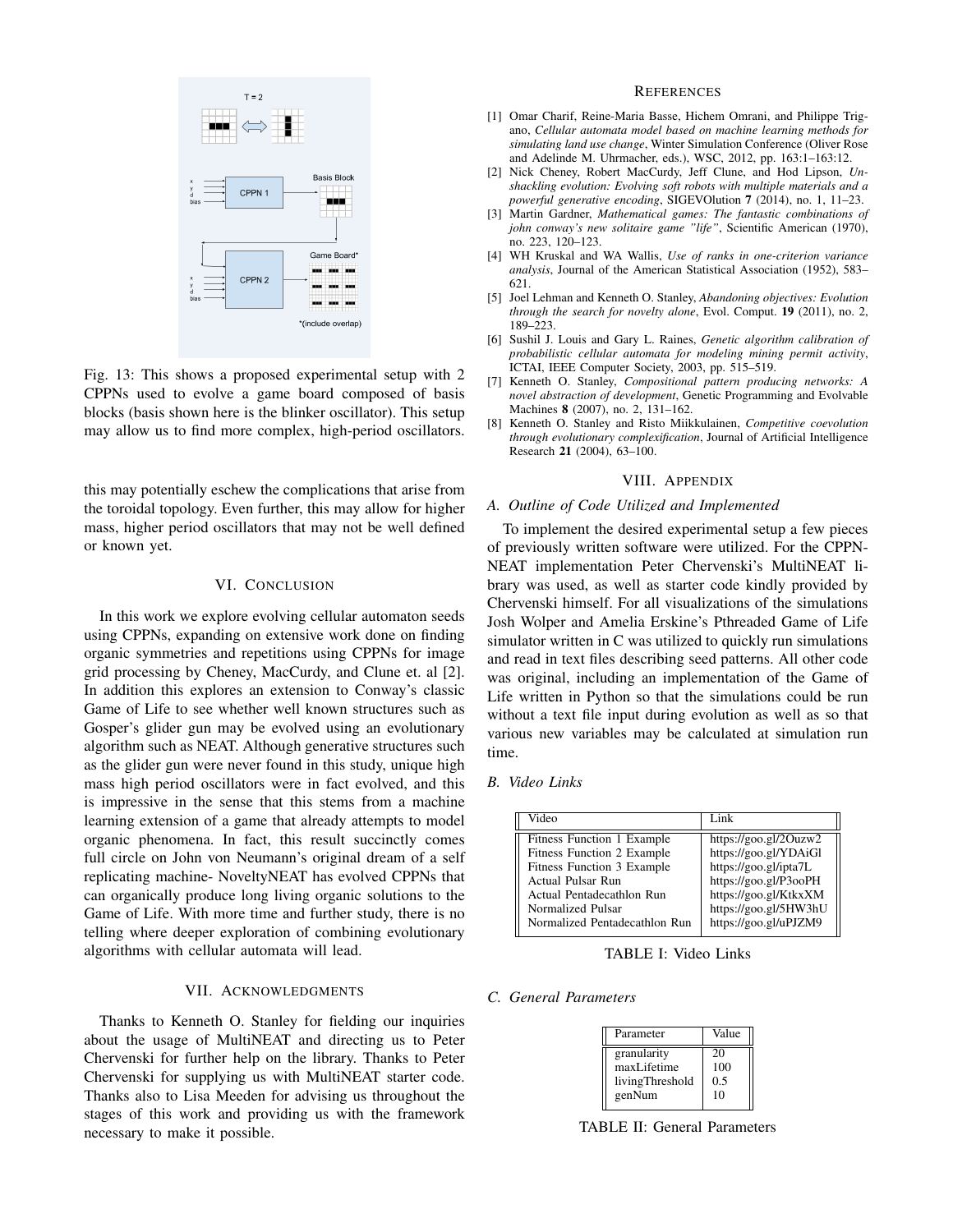T = 2

Basis Block

x
y
d
bias

CPPN 1

Game Board*

x
y
d
bias

CPPN 2

*(include overlap)

Fig. 13: This shows a proposed experimental setup with 2 CPPNs used to evolve a game board composed of basis blocks (basis shown here is the blinker oscillator). This setup may allow us to find more complex, high-period oscillators.

this may potentially eschew the complications that arise from the toroidal topology. Even further, this may allow for higher mass, higher period oscillators that may not be well defined or known yet.

## VI. Conclusion

In this work we explore evolving cellular automaton seeds using CPPNs, expanding on extensive work done on finding organic symmetries and repetitions using CPPNs for image grid processing by Cheney, MacCurdy, and Clune et. al [2]. In addition this explores an extension to Conway's classic Game of Life to see whether well known structures such as Gosper's glider gun may be evolved using an evolutionary algorithm such as NEAT. Although generative structures such as the glider gun were never found in this study, unique high mass high period oscillators were in fact evolved, and this is impressive in the sense that this stems from a machine learning extension of a game that already attempts to model organic phenomena. In fact, this result succinctly comes full circle on John von Neumann's original dream of a self replicating machine- NoveltyNEAT has evolved CPPNs that can organically produce long living organic solutions to the Game of Life. With more time and further study, there is no telling where deeper exploration of combining evolutionary algorithms with cellular automata will lead.

## VII. Acknowledgments

Thanks to Kenneth O. Stanley for fielding our inquiries about the usage of MultiNEAT and directing us to Peter Chervenski for further help on the library. Thanks to Peter Chervenski for supplying us with MultiNEAT starter code. Thanks also to Lisa Meeden for advising us throughout the stages of this work and providing us with the framework necessary to make it possible.

## References

[1] Omar Charif, Reine-Maria Basse, Hichem Omrani, and Philippe Trigano, *Cellular automata model based on machine learning methods for simulating land use change*, Winter Simulation Conference (Oliver Rose and Adelinde M. Uhrmacher, eds.), WSC, 2012, pp. 163:1–163:12.

[2] Nick Cheney, Robert MacCurdy, Jeff Clune, and Hod Lipson, *Unshackling evolution: Evolving soft robots with multiple materials and a powerful generative encoding*, SIGEVOlution **7** (2014), no. 1, 11–23.

[3] Martin Gardner, *Mathematical games: The fantastic combinations of john conway's new solitaire game "life"*, Scientific American (1970), no. 223, 120–123.

[4] WH Kruskal and WA Wallis, *Use of ranks in one-criterion variance analysis*, Journal of the American Statistical Association (1952), 583–621.

[5] Joel Lehman and Kenneth O. Stanley, *Abandoning objectives: Evolution through the search for novelty alone*, Evol. Comput. **19** (2011), no. 2, 189–223.

[6] Sushil J. Louis and Gary L. Raines, *Genetic algorithm calibration of probabilistic cellular automata for modeling mining permit activity*, ICTAI, IEEE Computer Society, 2003, pp. 515–519.

[7] Kenneth O. Stanley, *Compositional pattern producing networks: A novel abstraction of development*, Genetic Programming and Evolvable Machines **8** (2007), no. 2, 131–162.

[8] Kenneth O. Stanley and Risto Miikkulainen, *Competitive coevolution through evolutionary complexification*, Journal of Artificial Intelligence Research **21** (2004), 63–100.

## VIII. Appendix

### A. Outline of Code Utilized and Implemented

To implement the desired experimental setup a few pieces of previously written software were utilized. For the CPPN-NEAT implementation Peter Chervenski's MultiNEAT library was used, as well as starter code kindly provided by Chervenski himself. For all visualizations of the simulations Josh Wolper and Amelia Erskine's Pthreaded Game of Life simulator written in C was utilized to quickly run simulations and read in text files describing seed patterns. All other code was original, including an implementation of the Game of Life written in Python so that the simulations could be run without a text file input during evolution as well as so that various new variables may be calculated at simulation run time.

### B. Video Links

| Video | Link |
|---|---|
| Fitness Function 1 Example | https://goo.gl/2Ouzw2 |
| Fitness Function 2 Example | https://goo.gl/YDAiGl |
| Fitness Function 3 Example | https://goo.gl/ipta7L |
| Actual Pulsar Run | https://goo.gl/P3ooPH |
| Actual Pentadecathlon Run | https://goo.gl/KtkxXM |
| Normalized Pulsar | https://goo.gl/5HW3hU |
| Normalized Pentadecathlon Run | https://goo.gl/uPJZM9 |

TABLE I: Video Links

### C. General Parameters

| Parameter | Value |
|---|---|
| granularity | 20 |
| maxLifetime | 100 |
| livingThreshold | 0.5 |
| genNum | 10 |

TABLE II: General Parameters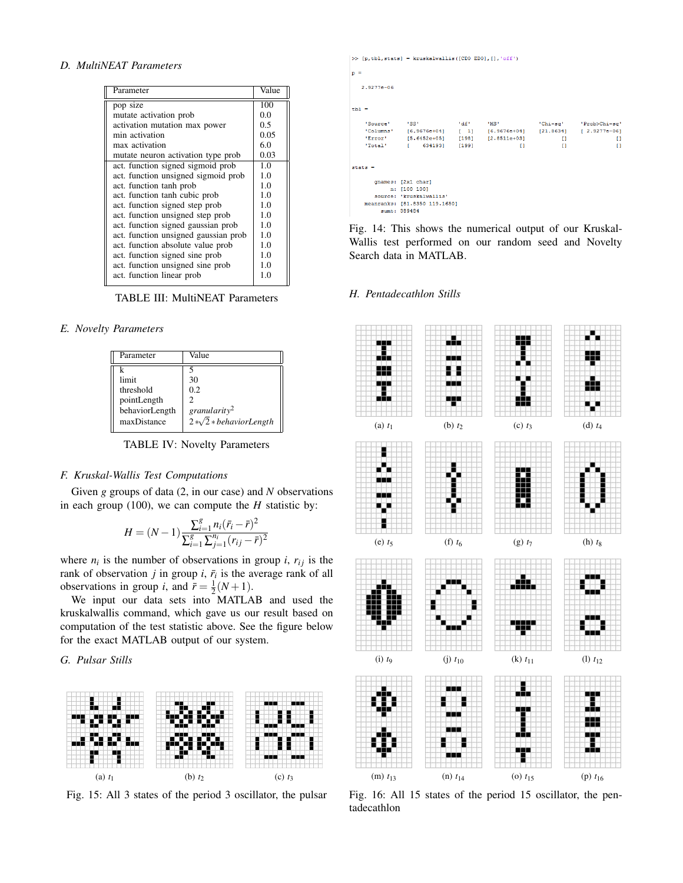### D. MultiNEAT Parameters

| Parameter | Value |
|---|---|
| pop size | 100 |
| mutate activation prob | 0.0 |
| activation mutation max power | 0.5 |
| min activation | 0.05 |
| max activation | 6.0 |
| mutate neuron activation type prob | 0.03 |
| act. function signed sigmoid prob | 1.0 |
| act. function unsigned sigmoid prob | 1.0 |
| act. function tanh prob | 1.0 |
| act. function tanh cubic prob | 1.0 |
| act. function signed step prob | 1.0 |
| act. function unsigned step prob | 1.0 |
| act. function signed gaussian prob | 1.0 |
| act. function unsigned gaussian prob | 1.0 |
| act. function absolute value prob | 1.0 |
| act. function signed sine prob | 1.0 |
| act. function unsigned sine prob | 1.0 |
| act. function linear prob | 1.0 |

TABLE III: MultiNEAT Parameters

### E. Novelty Parameters

| Parameter | Value |
|---|---|
| k | 5 |
| limit | 30 |
| threshold | 0.2 |
| pointLength | 2 |
| behaviorLength | $granularity^2$ |
| maxDistance | $2 * \sqrt{2} * behaviorLength$ |

TABLE IV: Novelty Parameters

### F. Kruskal-Wallis Test Computations

Given $g$ groups of data (2, in our case) and $N$ observations in each group (100), we can compute the $H$ statistic by:

$$H = (N-1)\frac{\sum_{i=1}^{g} n_i(\bar{r}_i - \bar{r})^2}{\sum_{i=1}^{g}\sum_{j=1}^{n_i}(r_{ij} - \bar{r})^2}$$

where $n_i$ is the number of observations in group $i$, $r_{ij}$ is the rank of observation $j$ in group $i$, $\bar{r}_i$ is the average rank of all observations in group $i$, and $\bar{r} = \frac{1}{2}(N+1)$.

We input our data sets into MATLAB and used the kruskalwallis command, which gave us our result based on computation of the test statistic above. See the figure below for the exact MATLAB output of our system.

### G. Pulsar Stills

(a) $t_1$ (b) $t_2$ (c) $t_3$

Fig. 15: All 3 states of the period 3 oscillator, the pulsar

```
>> [p,tbl,stats] = kruskalwallis([CD0 ED0],[],'off')

p =

   2.9277e-06


tbl =

    'Source'     'SS'             'df'     'MS'             'Chi-sq'     'Prob>Chi-sq'
    'Columns'    [6.9676e+04]     [  1]    [6.9676e+04]     [21.8634]    [ 2.9277e-06]
    'Error'      [5.6452e+05]     [198]    [2.8511e+03]           []               []
    'Total'      [    634193]     [199]              []           []               []


stats =

       gnames: [2x1 char]
            n: [100 100]
       source: 'kruskalwallis'
    meanranks: [81.8350 119.1650]
         sumt: 389484
```

Fig. 14: This shows the numerical output of our Kruskal-Wallis test performed on our random seed and Novelty Search data in MATLAB.

### H. Pentadecathlon Stills

(a) $t_1$ (b) $t_2$ (c) $t_3$ (d) $t_4$

(e) $t_5$ (f) $t_6$ (g) $t_7$ (h) $t_8$

(i) $t_9$ (j) $t_{10}$ (k) $t_{11}$ (l) $t_{12}$

(m) $t_{13}$ (n) $t_{14}$ (o) $t_{15}$ (p) $t_{16}$

Fig. 16: All 15 states of the period 15 oscillator, the pentadecathlon